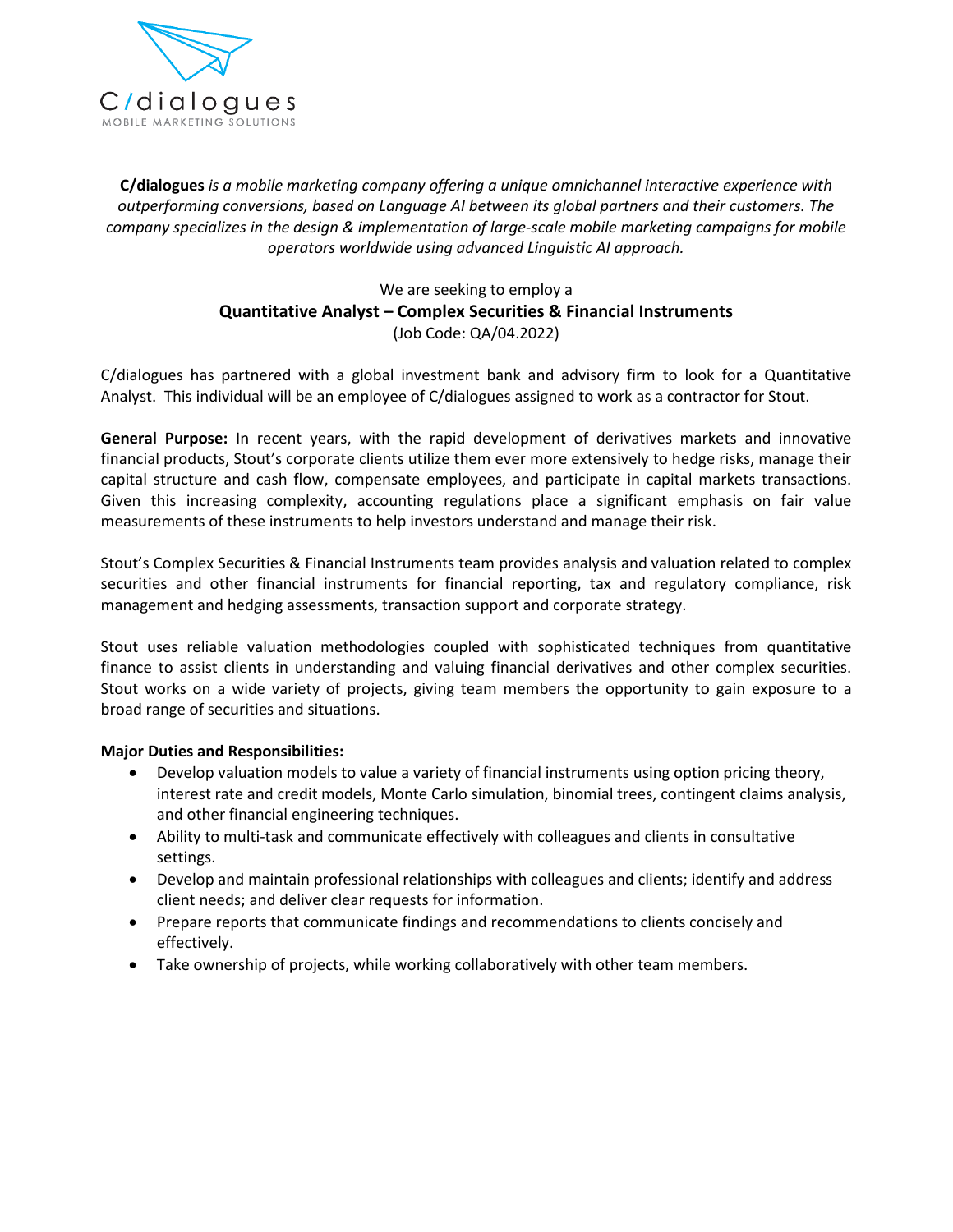C/dialogues
MOBILE MARKETING SOLUTIONS

***C/dialogues** is a mobile marketing company offering a unique omnichannel interactive experience with outperforming conversions, based on Language AI between its global partners and their customers. The company specializes in the design & implementation of large-scale mobile marketing campaigns for mobile operators worldwide using advanced Linguistic AI approach.*

We are seeking to employ a

**Quantitative Analyst – Complex Securities & Financial Instruments**

(Job Code: QA/04.2022)

C/dialogues has partnered with a global investment bank and advisory firm to look for a Quantitative Analyst. This individual will be an employee of C/dialogues assigned to work as a contractor for Stout.

**General Purpose:** In recent years, with the rapid development of derivatives markets and innovative financial products, Stout's corporate clients utilize them ever more extensively to hedge risks, manage their capital structure and cash flow, compensate employees, and participate in capital markets transactions. Given this increasing complexity, accounting regulations place a significant emphasis on fair value measurements of these instruments to help investors understand and manage their risk.

Stout's Complex Securities & Financial Instruments team provides analysis and valuation related to complex securities and other financial instruments for financial reporting, tax and regulatory compliance, risk management and hedging assessments, transaction support and corporate strategy.

Stout uses reliable valuation methodologies coupled with sophisticated techniques from quantitative finance to assist clients in understanding and valuing financial derivatives and other complex securities. Stout works on a wide variety of projects, giving team members the opportunity to gain exposure to a broad range of securities and situations.

**Major Duties and Responsibilities:**

- Develop valuation models to value a variety of financial instruments using option pricing theory, interest rate and credit models, Monte Carlo simulation, binomial trees, contingent claims analysis, and other financial engineering techniques.
- Ability to multi-task and communicate effectively with colleagues and clients in consultative settings.
- Develop and maintain professional relationships with colleagues and clients; identify and address client needs; and deliver clear requests for information.
- Prepare reports that communicate findings and recommendations to clients concisely and effectively.
- Take ownership of projects, while working collaboratively with other team members.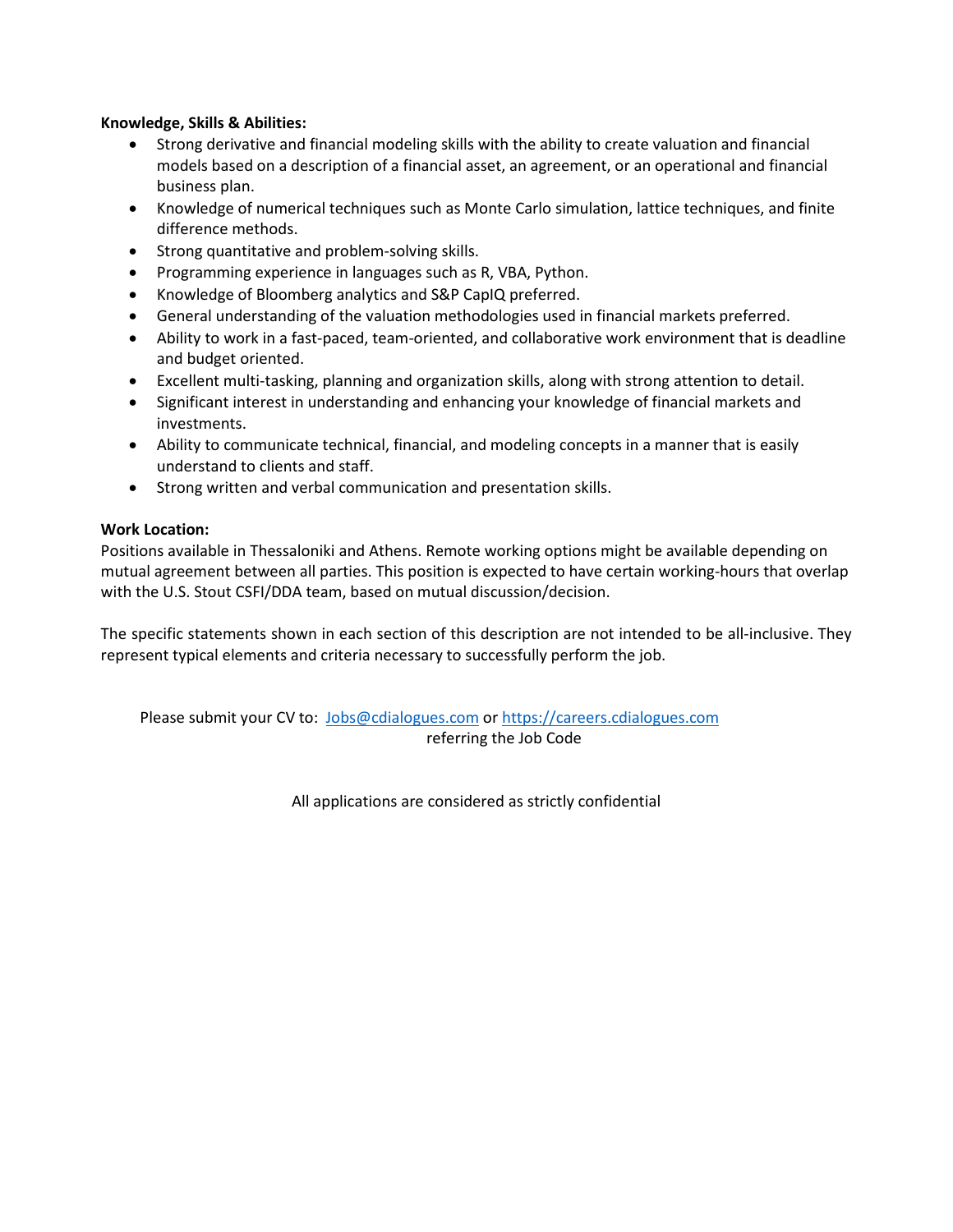**Knowledge, Skills & Abilities:**

- Strong derivative and financial modeling skills with the ability to create valuation and financial models based on a description of a financial asset, an agreement, or an operational and financial business plan.
- Knowledge of numerical techniques such as Monte Carlo simulation, lattice techniques, and finite difference methods.
- Strong quantitative and problem-solving skills.
- Programming experience in languages such as R, VBA, Python.
- Knowledge of Bloomberg analytics and S&P CapIQ preferred.
- General understanding of the valuation methodologies used in financial markets preferred.
- Ability to work in a fast-paced, team-oriented, and collaborative work environment that is deadline and budget oriented.
- Excellent multi-tasking, planning and organization skills, along with strong attention to detail.
- Significant interest in understanding and enhancing your knowledge of financial markets and investments.
- Ability to communicate technical, financial, and modeling concepts in a manner that is easily understand to clients and staff.
- Strong written and verbal communication and presentation skills.

**Work Location:**

Positions available in Thessaloniki and Athens. Remote working options might be available depending on mutual agreement between all parties. This position is expected to have certain working-hours that overlap with the U.S. Stout CSFI/DDA team, based on mutual discussion/decision.

The specific statements shown in each section of this description are not intended to be all-inclusive. They represent typical elements and criteria necessary to successfully perform the job.

Please submit your CV to: Jobs@cdialogues.com or https://careers.cdialogues.com referring the Job Code

All applications are considered as strictly confidential